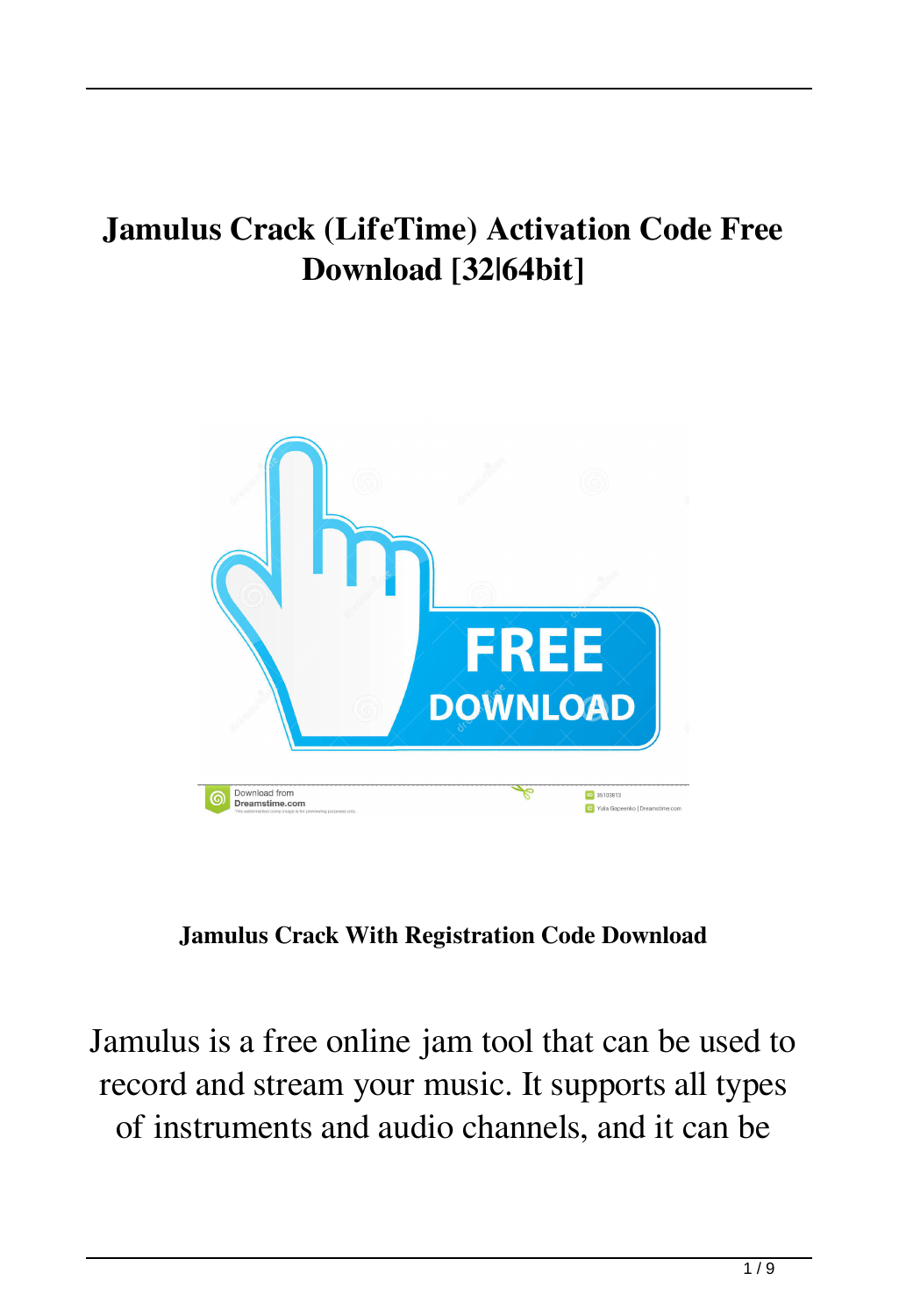# Jamulus Crack (LifeTime) Activation Code Free Download [32|64bit]

**Jamulus Crack With Registration Code Download**

Jamulus is a free online jam tool that can be used to record and stream your music. It supports all types of instruments and audio channels, and it can be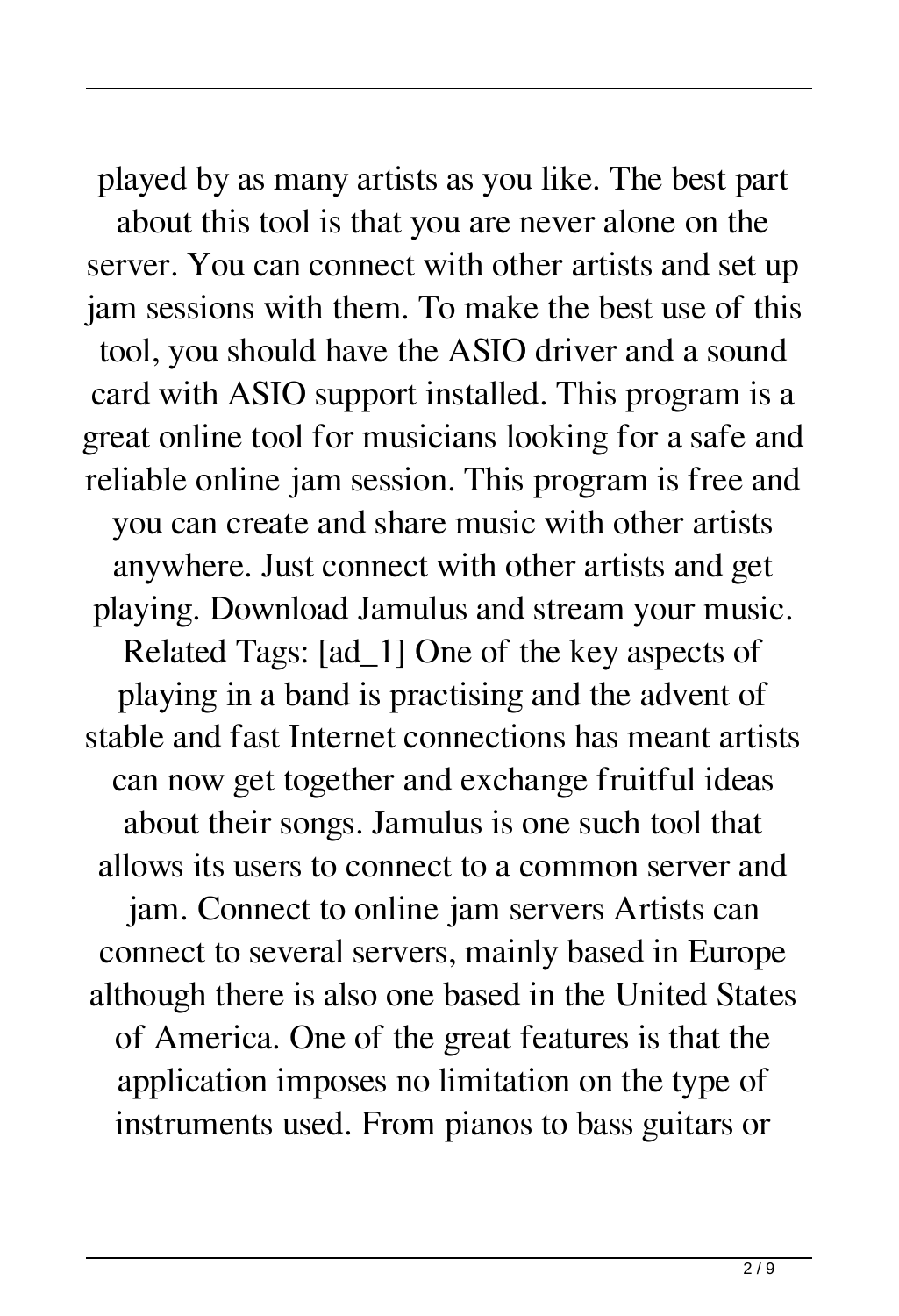played by as many artists as you like. The best part about this tool is that you are never alone on the server. You can connect with other artists and set up jam sessions with them. To make the best use of this tool, you should have the ASIO driver and a sound card with ASIO support installed. This program is a great online tool for musicians looking for a safe and reliable online jam session. This program is free and you can create and share music with other artists anywhere. Just connect with other artists and get playing. Download Jamulus and stream your music. Related Tags: [ad_1] One of the key aspects of playing in a band is practising and the advent of stable and fast Internet connections has meant artists can now get together and exchange fruitful ideas about their songs. Jamulus is one such tool that allows its users to connect to a common server and jam. Connect to online jam servers Artists can connect to several servers, mainly based in Europe although there is also one based in the United States of America. One of the great features is that the application imposes no limitation on the type of instruments used. From pianos to bass guitars or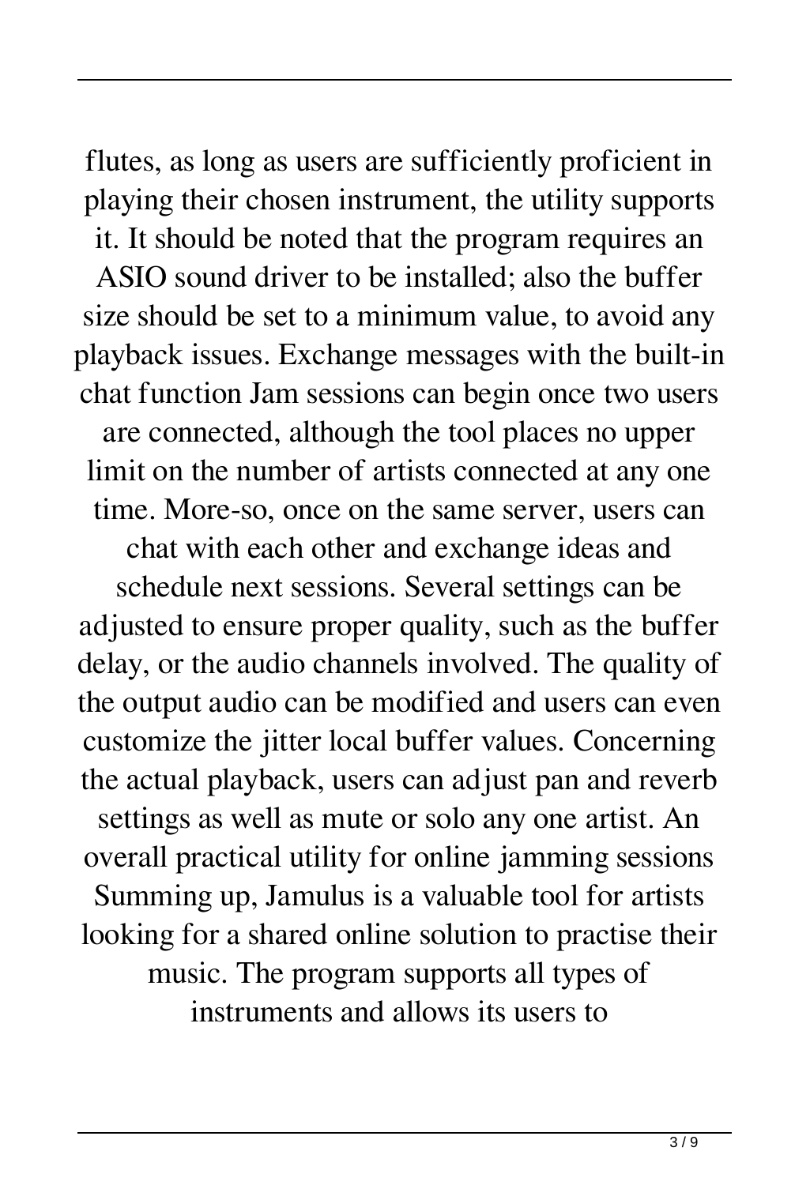flutes, as long as users are sufficiently proficient in playing their chosen instrument, the utility supports it. It should be noted that the program requires an ASIO sound driver to be installed; also the buffer size should be set to a minimum value, to avoid any playback issues. Exchange messages with the built-in chat function Jam sessions can begin once two users are connected, although the tool places no upper limit on the number of artists connected at any one time. More-so, once on the same server, users can chat with each other and exchange ideas and schedule next sessions. Several settings can be adjusted to ensure proper quality, such as the buffer delay, or the audio channels involved. The quality of the output audio can be modified and users can even customize the jitter local buffer values. Concerning the actual playback, users can adjust pan and reverb settings as well as mute or solo any one artist. An overall practical utility for online jamming sessions Summing up, Jamulus is a valuable tool for artists looking for a shared online solution to practise their music. The program supports all types of instruments and allows its users to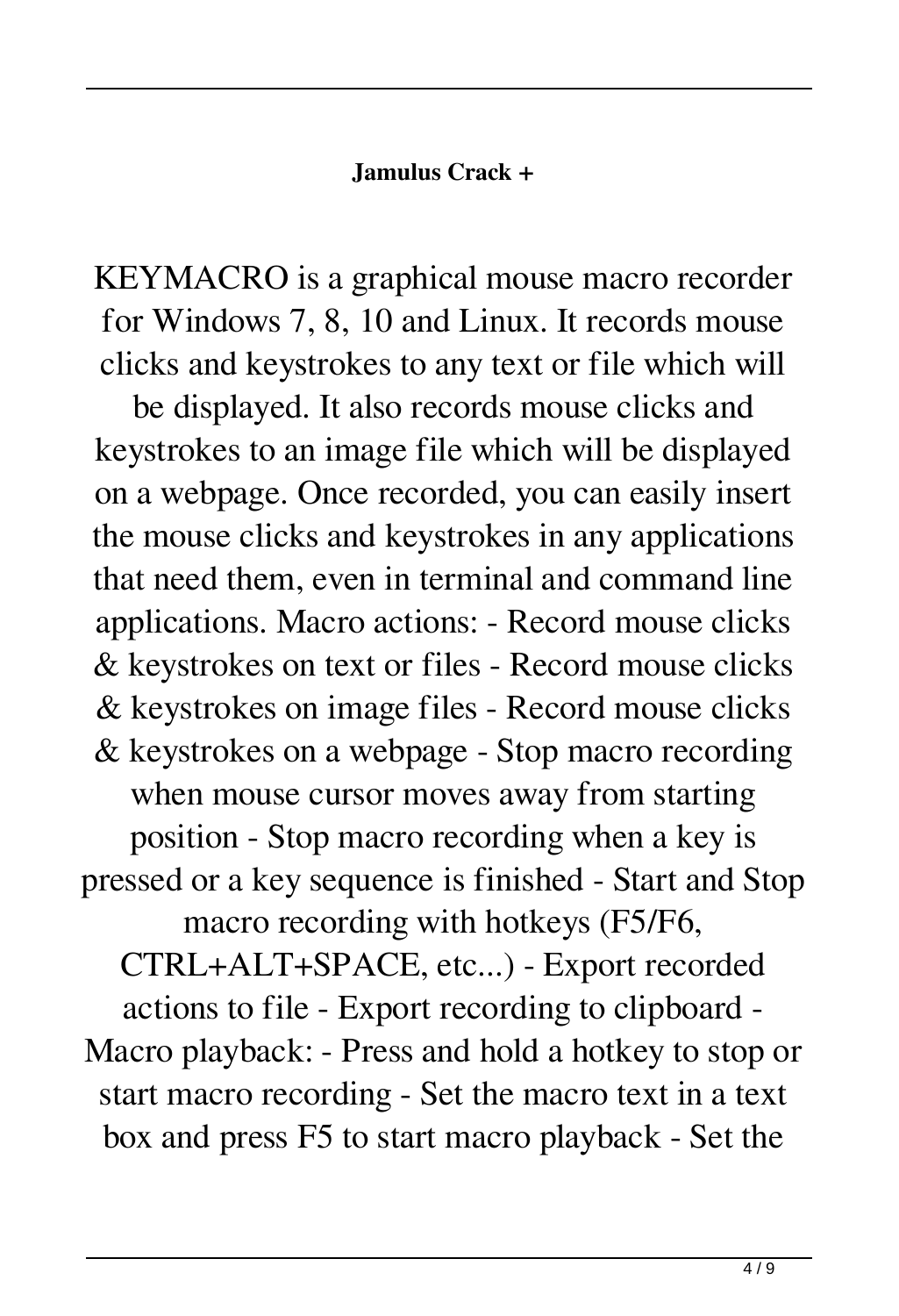**Jamulus Crack +**

KEYMACRO is a graphical mouse macro recorder for Windows 7, 8, 10 and Linux. It records mouse clicks and keystrokes to any text or file which will be displayed. It also records mouse clicks and keystrokes to an image file which will be displayed on a webpage. Once recorded, you can easily insert the mouse clicks and keystrokes in any applications that need them, even in terminal and command line applications. Macro actions: - Record mouse clicks & keystrokes on text or files - Record mouse clicks & keystrokes on image files - Record mouse clicks & keystrokes on a webpage - Stop macro recording when mouse cursor moves away from starting position - Stop macro recording when a key is pressed or a key sequence is finished - Start and Stop macro recording with hotkeys (F5/F6, CTRL+ALT+SPACE, etc...) - Export recorded actions to file - Export recording to clipboard - Macro playback: - Press and hold a hotkey to stop or start macro recording - Set the macro text in a text box and press F5 to start macro playback - Set the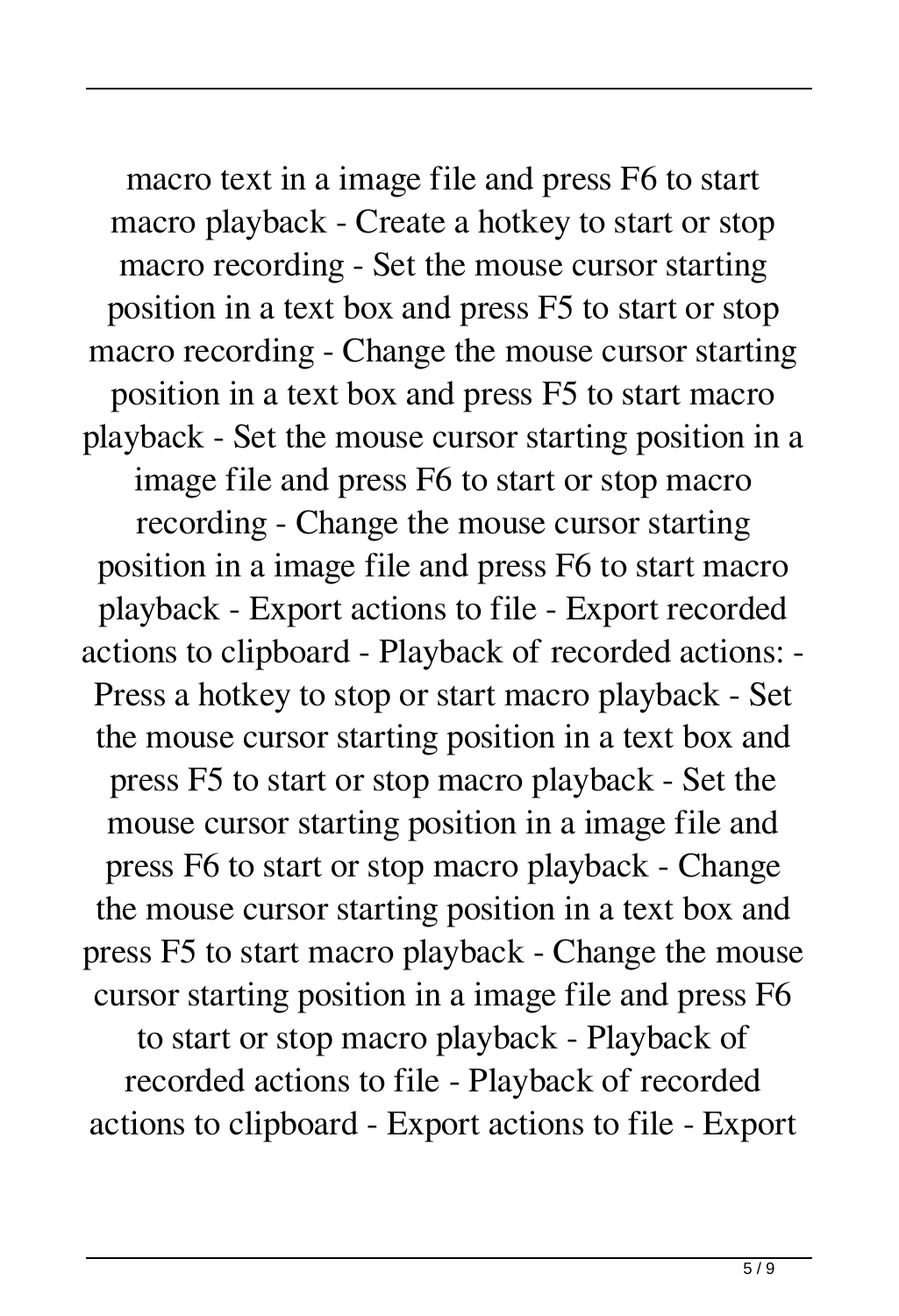macro text in a image file and press F6 to start macro playback - Create a hotkey to start or stop macro recording - Set the mouse cursor starting position in a text box and press F5 to start or stop macro recording - Change the mouse cursor starting position in a text box and press F5 to start macro playback - Set the mouse cursor starting position in a image file and press F6 to start or stop macro recording - Change the mouse cursor starting position in a image file and press F6 to start macro playback - Export actions to file - Export recorded actions to clipboard - Playback of recorded actions: - Press a hotkey to stop or start macro playback - Set the mouse cursor starting position in a text box and press F5 to start or stop macro playback - Set the mouse cursor starting position in a image file and press F6 to start or stop macro playback - Change the mouse cursor starting position in a text box and press F5 to start macro playback - Change the mouse cursor starting position in a image file and press F6 to start or stop macro playback - Playback of recorded actions to file - Playback of recorded actions to clipboard - Export actions to file - Export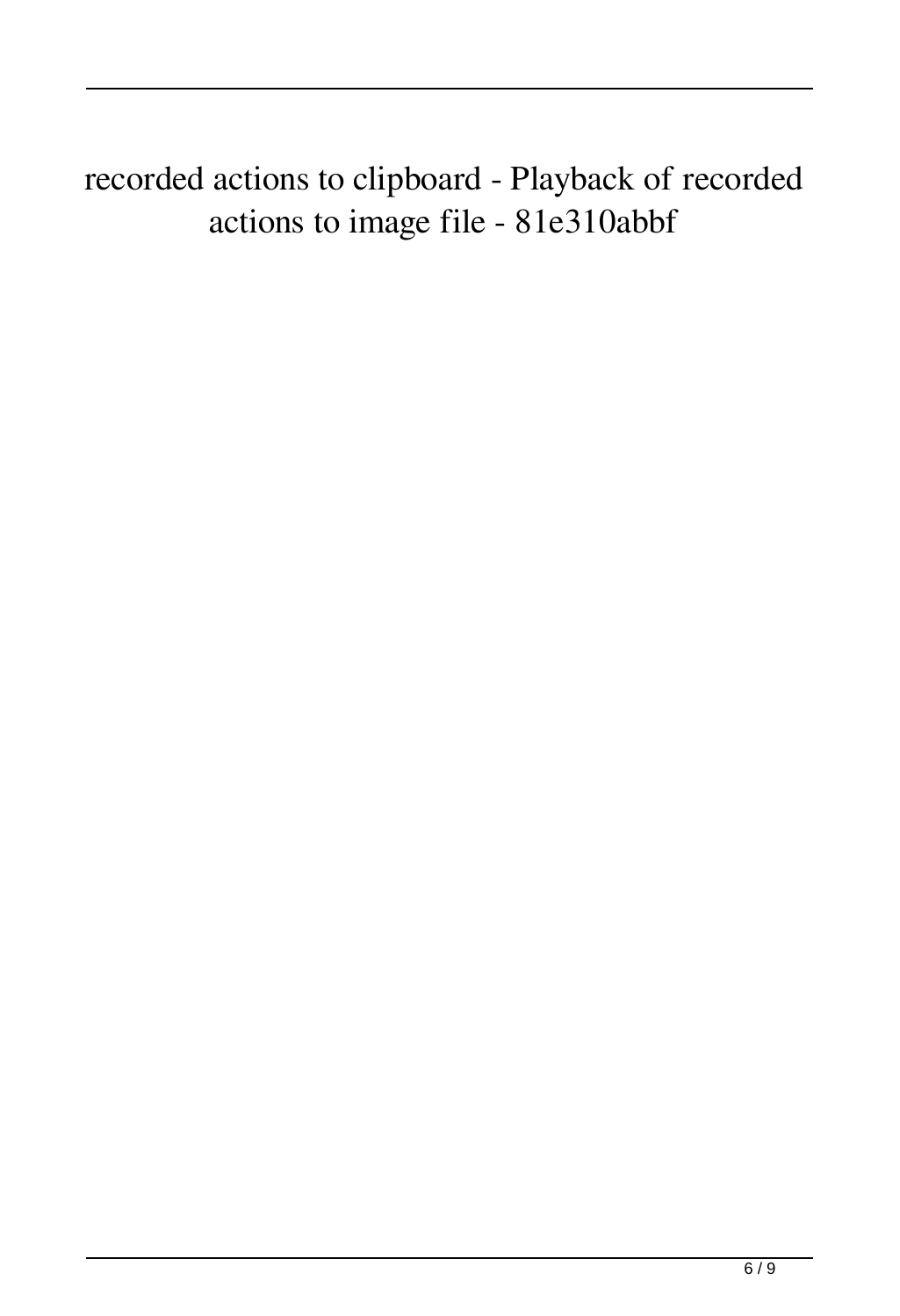recorded actions to clipboard - Playback of recorded actions to image file - 81e310abbf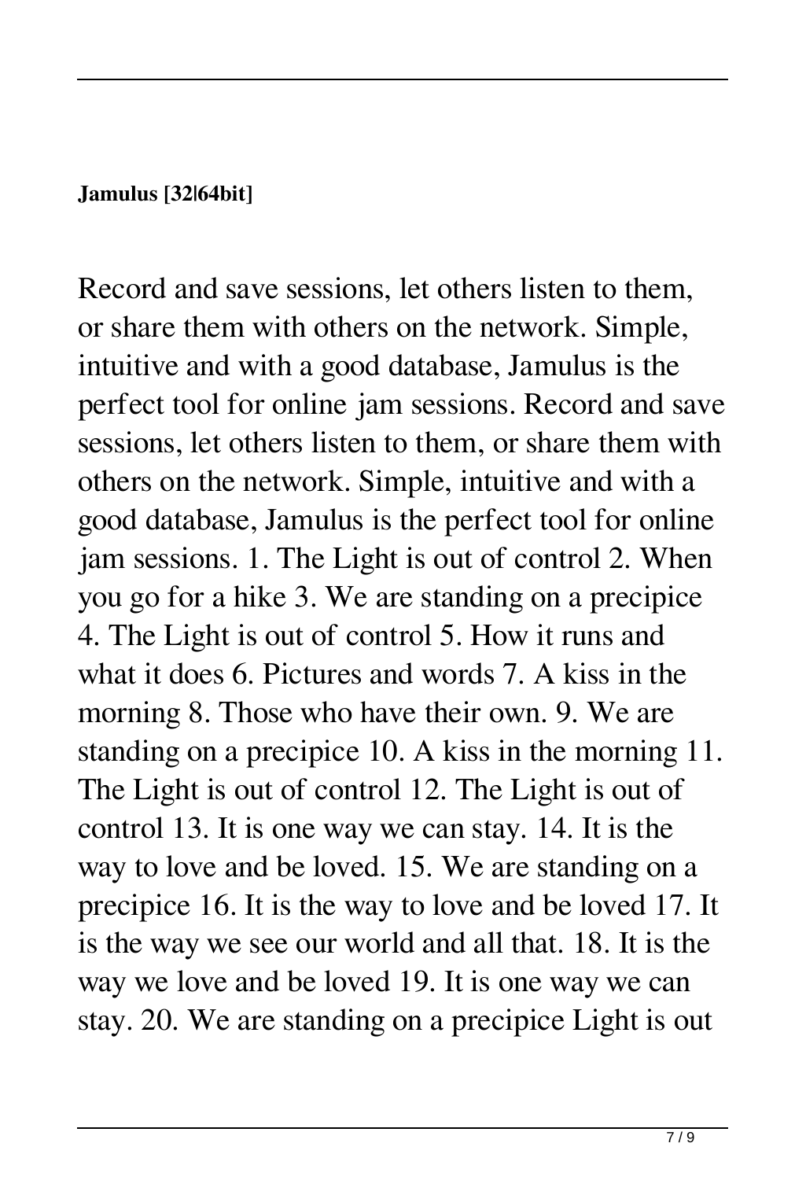**Jamulus [32|64bit]**

Record and save sessions, let others listen to them, or share them with others on the network. Simple, intuitive and with a good database, Jamulus is the perfect tool for online jam sessions. Record and save sessions, let others listen to them, or share them with others on the network. Simple, intuitive and with a good database, Jamulus is the perfect tool for online jam sessions. 1. The Light is out of control 2. When you go for a hike 3. We are standing on a precipice 4. The Light is out of control 5. How it runs and what it does 6. Pictures and words 7. A kiss in the morning 8. Those who have their own. 9. We are standing on a precipice 10. A kiss in the morning 11. The Light is out of control 12. The Light is out of control 13. It is one way we can stay. 14. It is the way to love and be loved. 15. We are standing on a precipice 16. It is the way to love and be loved 17. It is the way we see our world and all that. 18. It is the way we love and be loved 19. It is one way we can stay. 20. We are standing on a precipice Light is out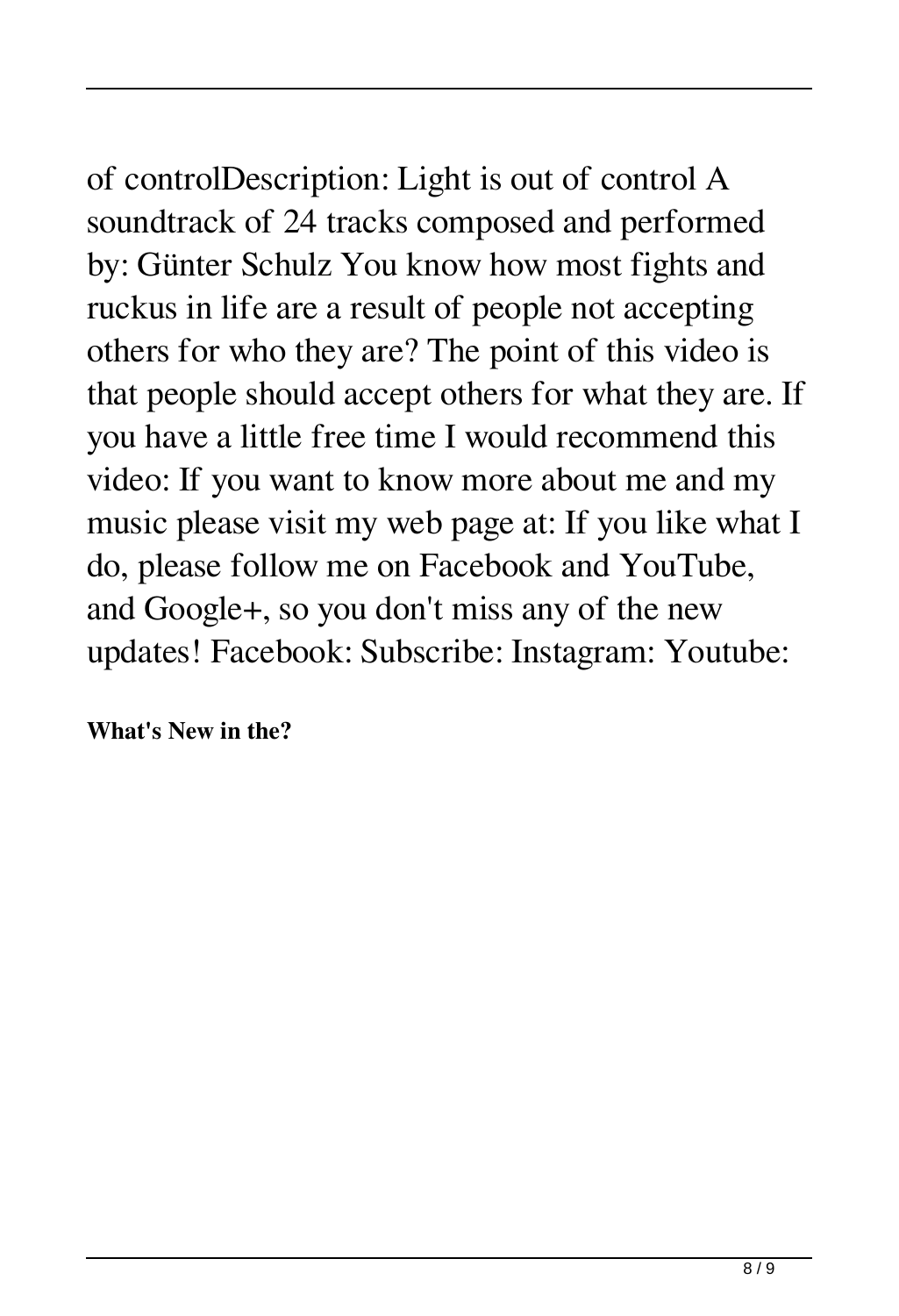of controlDescription: Light is out of control A soundtrack of 24 tracks composed and performed by: Günter Schulz You know how most fights and ruckus in life are a result of people not accepting others for who they are? The point of this video is that people should accept others for what they are. If you have a little free time I would recommend this video: If you want to know more about me and my music please visit my web page at: If you like what I do, please follow me on Facebook and YouTube, and Google+, so you don't miss any of the new updates! Facebook: Subscribe: Instagram: Youtube:

**What's New in the?**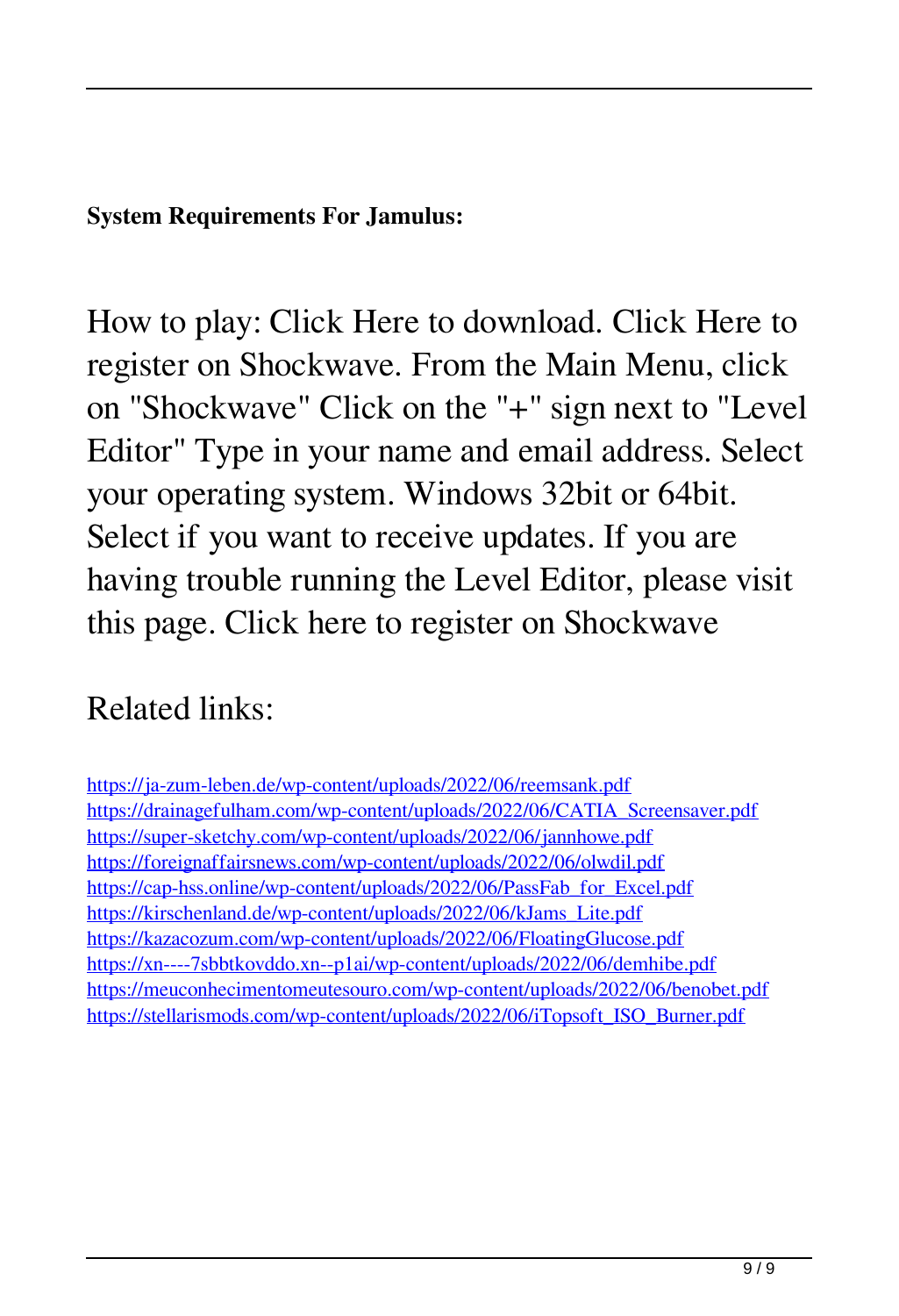**System Requirements For Jamulus:**

How to play: Click Here to download. Click Here to register on Shockwave. From the Main Menu, click on "Shockwave" Click on the "+" sign next to "Level Editor" Type in your name and email address. Select your operating system. Windows 32bit or 64bit. Select if you want to receive updates. If you are having trouble running the Level Editor, please visit this page. Click here to register on Shockwave

Related links:

https://ja-zum-leben.de/wp-content/uploads/2022/06/reemsank.pdf
https://drainagefulham.com/wp-content/uploads/2022/06/CATIA_Screensaver.pdf
https://super-sketchy.com/wp-content/uploads/2022/06/jannhowe.pdf
https://foreignaffairsnews.com/wp-content/uploads/2022/06/olwdil.pdf
https://cap-hss.online/wp-content/uploads/2022/06/PassFab_for_Excel.pdf
https://kirschenland.de/wp-content/uploads/2022/06/kJams_Lite.pdf
https://kazacozum.com/wp-content/uploads/2022/06/FloatingGlucose.pdf
https://xn----7sbbtkovddo.xn--p1ai/wp-content/uploads/2022/06/demhibe.pdf
https://meuconhecimentomeutesouro.com/wp-content/uploads/2022/06/benobet.pdf
https://stellarismods.com/wp-content/uploads/2022/06/iTopsoft_ISO_Burner.pdf